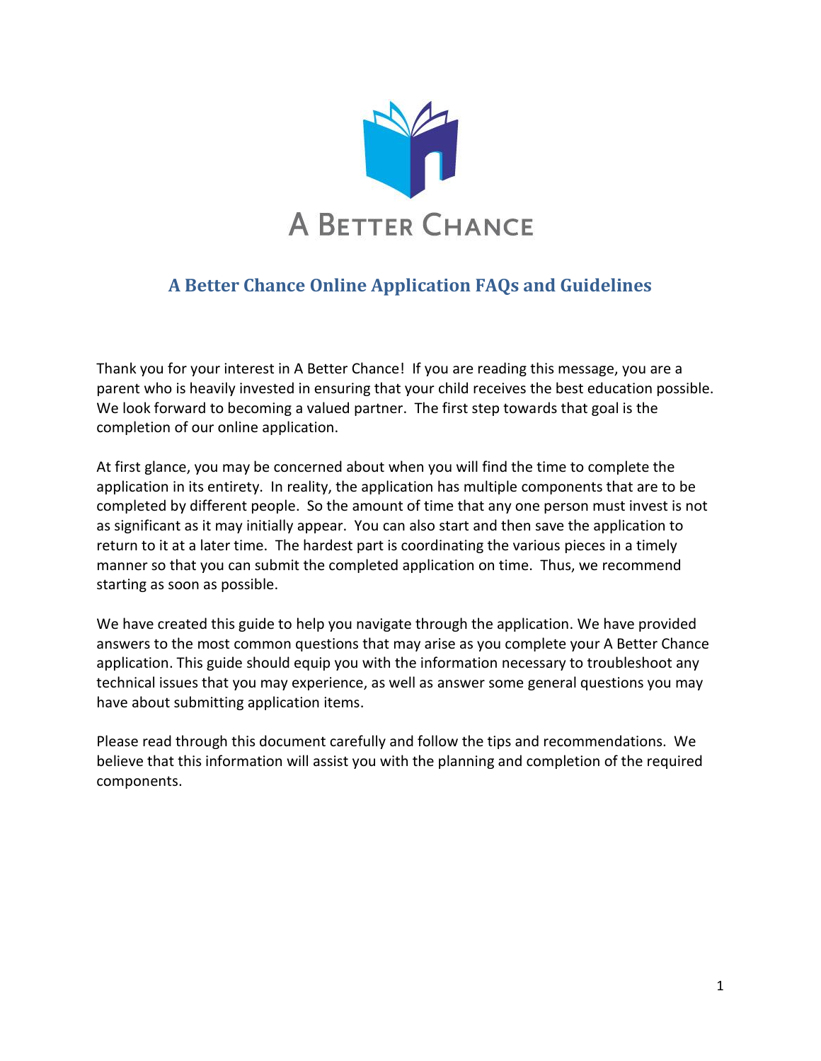A BETTER CHANCE

# A Better Chance Online Application FAQs and Guidelines

Thank you for your interest in A Better Chance! If you are reading this message, you are a parent who is heavily invested in ensuring that your child receives the best education possible. We look forward to becoming a valued partner. The first step towards that goal is the completion of our online application.

At first glance, you may be concerned about when you will find the time to complete the application in its entirety. In reality, the application has multiple components that are to be completed by different people. So the amount of time that any one person must invest is not as significant as it may initially appear. You can also start and then save the application to return to it at a later time. The hardest part is coordinating the various pieces in a timely manner so that you can submit the completed application on time. Thus, we recommend starting as soon as possible.

We have created this guide to help you navigate through the application. We have provided answers to the most common questions that may arise as you complete your A Better Chance application. This guide should equip you with the information necessary to troubleshoot any technical issues that you may experience, as well as answer some general questions you may have about submitting application items.

Please read through this document carefully and follow the tips and recommendations. We believe that this information will assist you with the planning and completion of the required components.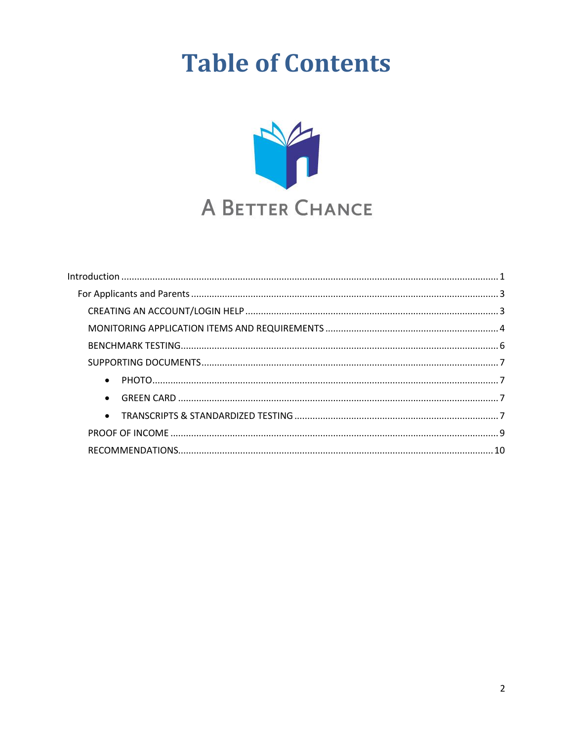# Table of Contents

A BETTER CHANCE

- Introduction ... 1
  - For Applicants and Parents ... 3
    - CREATING AN ACCOUNT/LOGIN HELP ... 3
    - MONITORING APPLICATION ITEMS AND REQUIREMENTS ... 4
    - BENCHMARK TESTING ... 6
    - SUPPORTING DOCUMENTS ... 7
      - PHOTO ... 7
      - GREEN CARD ... 7
      - TRANSCRIPTS & STANDARDIZED TESTING ... 7
    - PROOF OF INCOME ... 9
    - RECOMMENDATIONS ... 10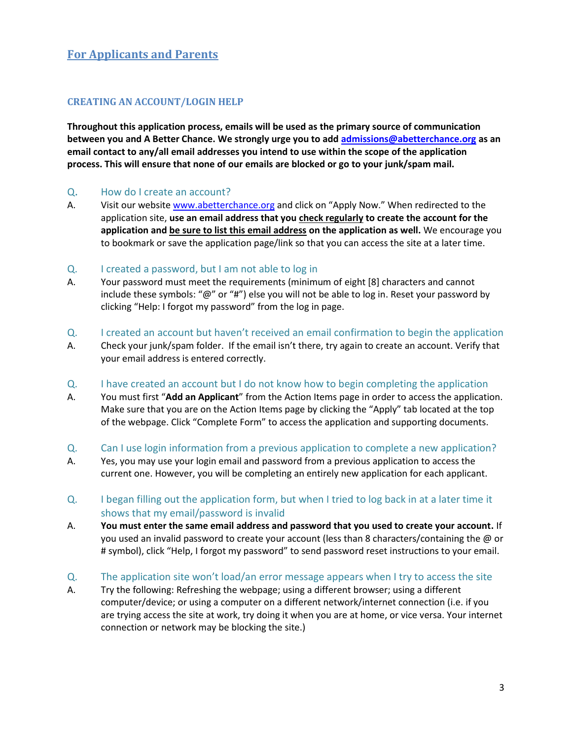## For Applicants and Parents

### CREATING AN ACCOUNT/LOGIN HELP

**Throughout this application process, emails will be used as the primary source of communication between you and A Better Chance. We strongly urge you to add admissions@abetterchance.org as an email contact to any/all email addresses you intend to use within the scope of the application process. This will ensure that none of our emails are blocked or go to your junk/spam mail.**

Q. How do I create an account?

A. Visit our website www.abetterchance.org and click on "Apply Now." When redirected to the application site, **use an email address that you check regularly to create the account for the application and be sure to list this email address on the application as well.** We encourage you to bookmark or save the application page/link so that you can access the site at a later time.

Q. I created a password, but I am not able to log in

A. Your password must meet the requirements (minimum of eight [8] characters and cannot include these symbols: "@" or "#") else you will not be able to log in. Reset your password by clicking "Help: I forgot my password" from the log in page.

Q. I created an account but haven't received an email confirmation to begin the application

A. Check your junk/spam folder. If the email isn't there, try again to create an account. Verify that your email address is entered correctly.

Q. I have created an account but I do not know how to begin completing the application

A. You must first "**Add an Applicant**" from the Action Items page in order to access the application. Make sure that you are on the Action Items page by clicking the "Apply" tab located at the top of the webpage. Click "Complete Form" to access the application and supporting documents.

Q. Can I use login information from a previous application to complete a new application?

A. Yes, you may use your login email and password from a previous application to access the current one. However, you will be completing an entirely new application for each applicant.

Q. I began filling out the application form, but when I tried to log back in at a later time it shows that my email/password is invalid

A. **You must enter the same email address and password that you used to create your account.** If you used an invalid password to create your account (less than 8 characters/containing the @ or # symbol), click "Help, I forgot my password" to send password reset instructions to your email.

Q. The application site won't load/an error message appears when I try to access the site

A. Try the following: Refreshing the webpage; using a different browser; using a different computer/device; or using a computer on a different network/internet connection (i.e. if you are trying access the site at work, try doing it when you are at home, or vice versa. Your internet connection or network may be blocking the site.)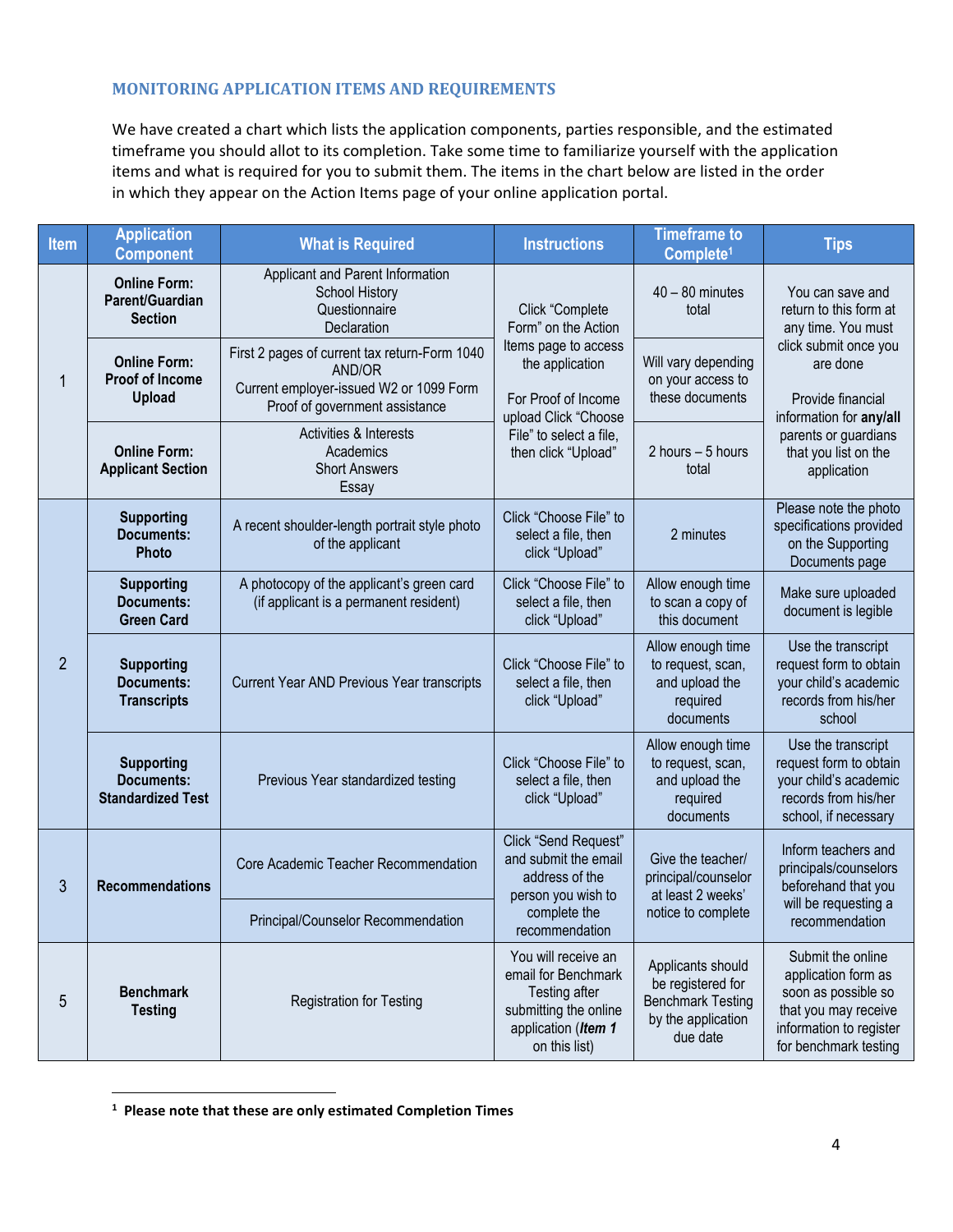### MONITORING APPLICATION ITEMS AND REQUIREMENTS

We have created a chart which lists the application components, parties responsible, and the estimated timeframe you should allot to its completion. Take some time to familiarize yourself with the application items and what is required for you to submit them. The items in the chart below are listed in the order in which they appear on the Action Items page of your online application portal.

| Item | Application Component | What is Required | Instructions | Timeframe to Complete[1] | Tips |
|---|---|---|---|---|---|
| 1 | **Online Form: Parent/Guardian Section** | Applicant and Parent Information<br>School History<br>Questionnaire<br>Declaration | Click "Complete Form" on the Action Items page to access the application<br><br>For Proof of Income upload Click "Choose File" to select a file, then click "Upload" | 40 – 80 minutes total | You can save and return to this form at any time. You must click submit once you are done<br><br>Provide financial information for **any/all** parents or guardians that you list on the application |
| | **Online Form: Proof of Income Upload** | First 2 pages of current tax return-Form 1040<br>AND/OR<br>Current employer-issued W2 or 1099 Form<br>Proof of government assistance | | Will vary depending on your access to these documents | |
| | **Online Form: Applicant Section** | Activities & Interests<br>Academics<br>Short Answers<br>Essay | | 2 hours – 5 hours total | |
| 2 | **Supporting Documents: Photo** | A recent shoulder-length portrait style photo of the applicant | Click "Choose File" to select a file, then click "Upload" | 2 minutes | Please note the photo specifications provided on the Supporting Documents page |
| | **Supporting Documents: Green Card** | A photocopy of the applicant's green card (if applicant is a permanent resident) | Click "Choose File" to select a file, then click "Upload" | Allow enough time to scan a copy of this document | Make sure uploaded document is legible |
| | **Supporting Documents: Transcripts** | Current Year AND Previous Year transcripts | Click "Choose File" to select a file, then click "Upload" | Allow enough time to request, scan, and upload the required documents | Use the transcript request form to obtain your child's academic records from his/her school |
| | **Supporting Documents: Standardized Test** | Previous Year standardized testing | Click "Choose File" to select a file, then click "Upload" | Allow enough time to request, scan, and upload the required documents | Use the transcript request form to obtain your child's academic records from his/her school, if necessary |
| 3 | **Recommendations** | Core Academic Teacher Recommendation | Click "Send Request" and submit the email address of the person you wish to complete the recommendation | Give the teacher/ principal/counselor at least 2 weeks' notice to complete | Inform teachers and principals/counselors beforehand that you will be requesting a recommendation |
| | | Principal/Counselor Recommendation | | | |
| 5 | **Benchmark Testing** | Registration for Testing | You will receive an email for Benchmark Testing after submitting the online application (***Item 1*** on this list) | Applicants should be registered for Benchmark Testing by the application due date | Submit the online application form as soon as possible so that you may receive information to register for benchmark testing |

[1] **Please note that these are only estimated Completion Times**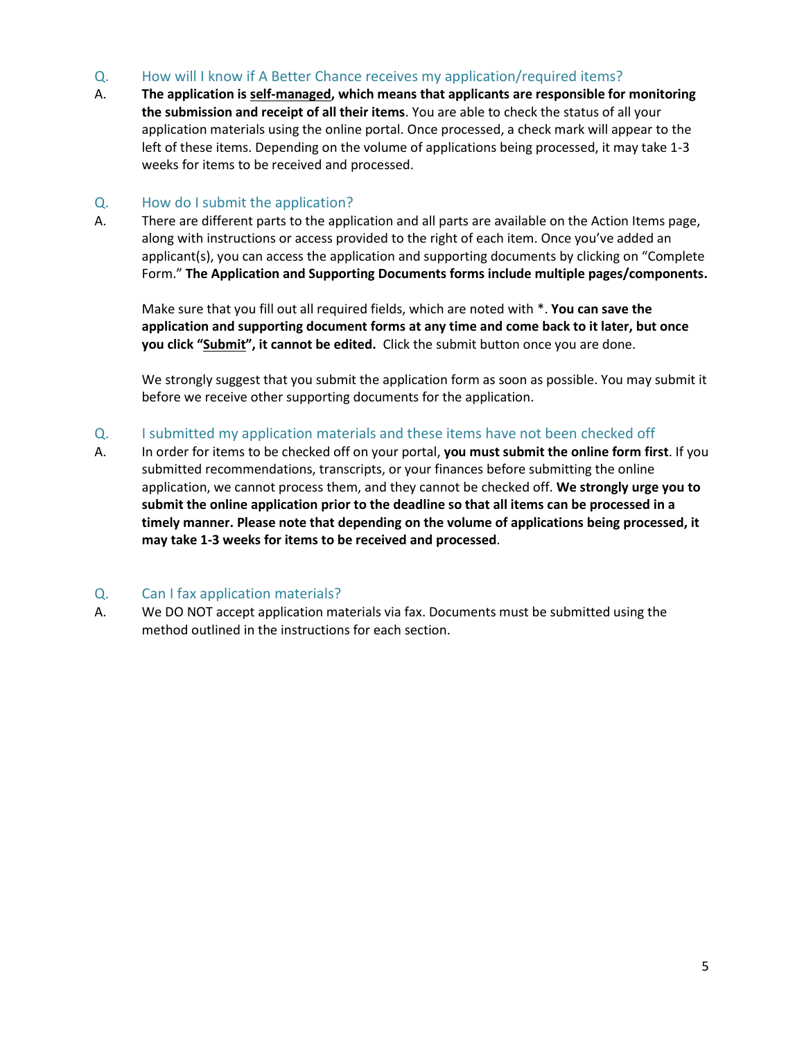### Q. How will I know if A Better Chance receives my application/required items?

A. **The application is <u>self-managed</u>, which means that applicants are responsible for monitoring the submission and receipt of all their items**. You are able to check the status of all your application materials using the online portal. Once processed, a check mark will appear to the left of these items. Depending on the volume of applications being processed, it may take 1-3 weeks for items to be received and processed.

### Q. How do I submit the application?

A. There are different parts to the application and all parts are available on the Action Items page, along with instructions or access provided to the right of each item. Once you've added an applicant(s), you can access the application and supporting documents by clicking on "Complete Form." **The Application and Supporting Documents forms include multiple pages/components.**

Make sure that you fill out all required fields, which are noted with *. **You can save the application and supporting document forms at any time and come back to it later, but once you click "<u>Submit</u>", it cannot be edited.** Click the submit button once you are done.

We strongly suggest that you submit the application form as soon as possible. You may submit it before we receive other supporting documents for the application.

### Q. I submitted my application materials and these items have not been checked off

A. In order for items to be checked off on your portal, **you must submit the online form first**. If you submitted recommendations, transcripts, or your finances before submitting the online application, we cannot process them, and they cannot be checked off. **We strongly urge you to submit the online application prior to the deadline so that all items can be processed in a timely manner. Please note that depending on the volume of applications being processed, it may take 1-3 weeks for items to be received and processed**.

### Q. Can I fax application materials?

A. We DO NOT accept application materials via fax. Documents must be submitted using the method outlined in the instructions for each section.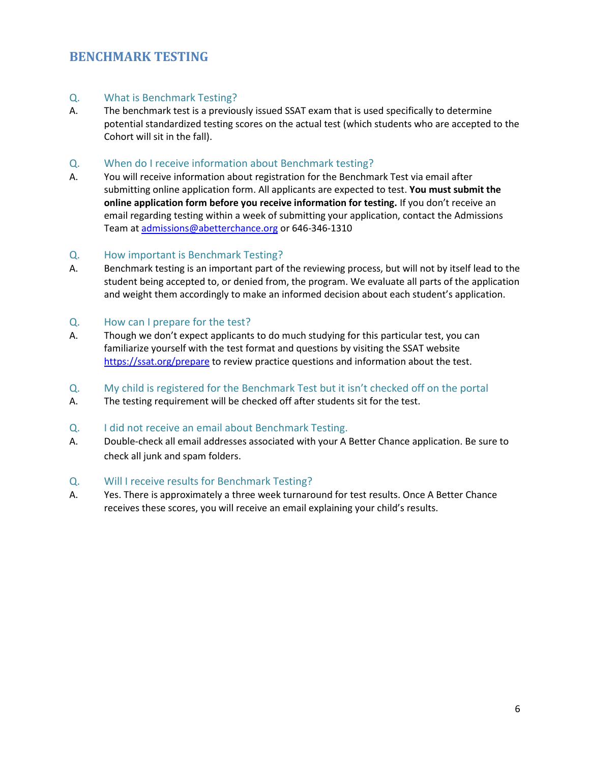## BENCHMARK TESTING

### Q. What is Benchmark Testing?

A. The benchmark test is a previously issued SSAT exam that is used specifically to determine potential standardized testing scores on the actual test (which students who are accepted to the Cohort will sit in the fall).

### Q. When do I receive information about Benchmark testing?

A. You will receive information about registration for the Benchmark Test via email after submitting online application form. All applicants are expected to test. **You must submit the online application form before you receive information for testing.** If you don't receive an email regarding testing within a week of submitting your application, contact the Admissions Team at [admissions@abetterchance.org](mailto:admissions@abetterchance.org) or 646-346-1310

### Q. How important is Benchmark Testing?

A. Benchmark testing is an important part of the reviewing process, but will not by itself lead to the student being accepted to, or denied from, the program. We evaluate all parts of the application and weight them accordingly to make an informed decision about each student's application.

### Q. How can I prepare for the test?

A. Though we don't expect applicants to do much studying for this particular test, you can familiarize yourself with the test format and questions by visiting the SSAT website [https://ssat.org/prepare](https://ssat.org/prepare) to review practice questions and information about the test.

### Q. My child is registered for the Benchmark Test but it isn't checked off on the portal

A. The testing requirement will be checked off after students sit for the test.

### Q. I did not receive an email about Benchmark Testing.

A. Double-check all email addresses associated with your A Better Chance application. Be sure to check all junk and spam folders.

### Q. Will I receive results for Benchmark Testing?

A. Yes. There is approximately a three week turnaround for test results. Once A Better Chance receives these scores, you will receive an email explaining your child's results.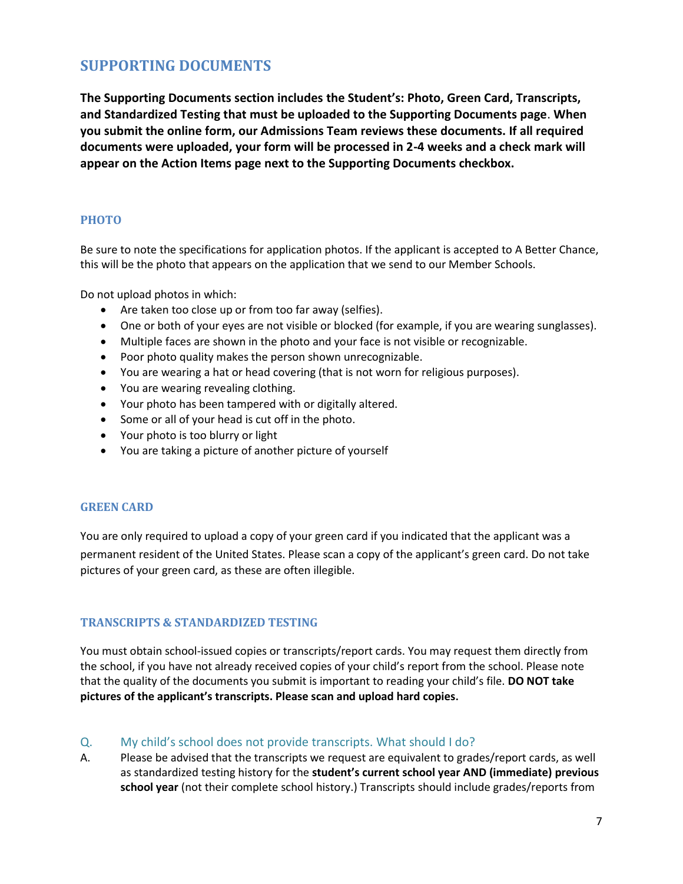## SUPPORTING DOCUMENTS

**The Supporting Documents section includes the Student's: Photo, Green Card, Transcripts, and Standardized Testing that must be uploaded to the Supporting Documents page. When you submit the online form, our Admissions Team reviews these documents. If all required documents were uploaded, your form will be processed in 2-4 weeks and a check mark will appear on the Action Items page next to the Supporting Documents checkbox.**

### PHOTO

Be sure to note the specifications for application photos. If the applicant is accepted to A Better Chance, this will be the photo that appears on the application that we send to our Member Schools.

Do not upload photos in which:

- Are taken too close up or from too far away (selfies).
- One or both of your eyes are not visible or blocked (for example, if you are wearing sunglasses).
- Multiple faces are shown in the photo and your face is not visible or recognizable.
- Poor photo quality makes the person shown unrecognizable.
- You are wearing a hat or head covering (that is not worn for religious purposes).
- You are wearing revealing clothing.
- Your photo has been tampered with or digitally altered.
- Some or all of your head is cut off in the photo.
- Your photo is too blurry or light
- You are taking a picture of another picture of yourself

### GREEN CARD

You are only required to upload a copy of your green card if you indicated that the applicant was a permanent resident of the United States. Please scan a copy of the applicant's green card. Do not take pictures of your green card, as these are often illegible.

### TRANSCRIPTS & STANDARDIZED TESTING

You must obtain school-issued copies or transcripts/report cards. You may request them directly from the school, if you have not already received copies of your child's report from the school. Please note that the quality of the documents you submit is important to reading your child's file. **DO NOT take pictures of the applicant's transcripts. Please scan and upload hard copies.**

Q. My child's school does not provide transcripts. What should I do?

A. Please be advised that the transcripts we request are equivalent to grades/report cards, as well as standardized testing history for the **student's current school year AND (immediate) previous school year** (not their complete school history.) Transcripts should include grades/reports from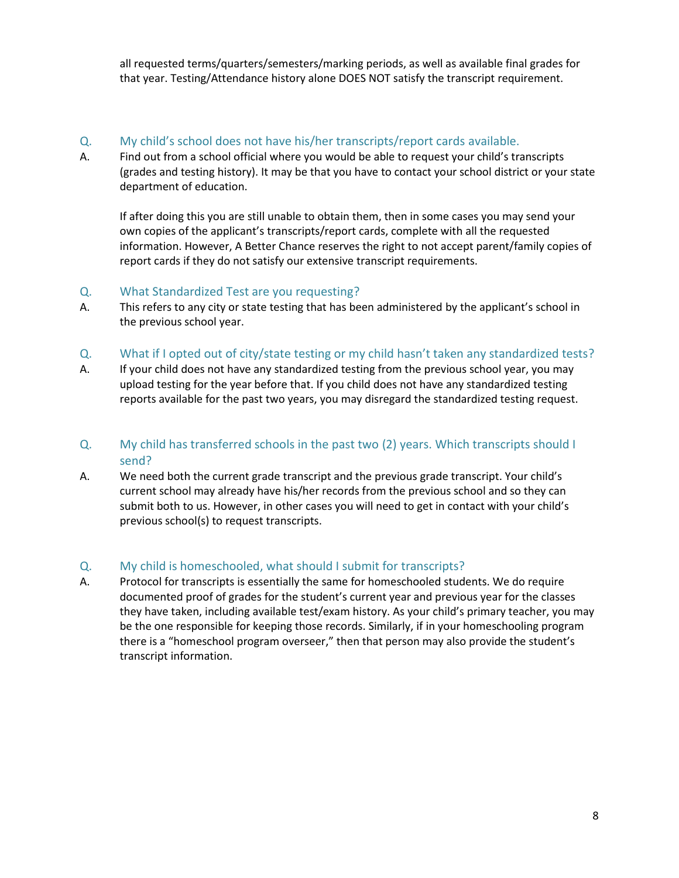all requested terms/quarters/semesters/marking periods, as well as available final grades for that year. Testing/Attendance history alone DOES NOT satisfy the transcript requirement.

### Q. My child's school does not have his/her transcripts/report cards available.

A. Find out from a school official where you would be able to request your child's transcripts (grades and testing history). It may be that you have to contact your school district or your state department of education.

If after doing this you are still unable to obtain them, then in some cases you may send your own copies of the applicant's transcripts/report cards, complete with all the requested information. However, A Better Chance reserves the right to not accept parent/family copies of report cards if they do not satisfy our extensive transcript requirements.

### Q. What Standardized Test are you requesting?

A. This refers to any city or state testing that has been administered by the applicant's school in the previous school year.

### Q. What if I opted out of city/state testing or my child hasn't taken any standardized tests?

A. If your child does not have any standardized testing from the previous school year, you may upload testing for the year before that. If you child does not have any standardized testing reports available for the past two years, you may disregard the standardized testing request.

### Q. My child has transferred schools in the past two (2) years. Which transcripts should I send?

A. We need both the current grade transcript and the previous grade transcript. Your child's current school may already have his/her records from the previous school and so they can submit both to us. However, in other cases you will need to get in contact with your child's previous school(s) to request transcripts.

### Q. My child is homeschooled, what should I submit for transcripts?

A. Protocol for transcripts is essentially the same for homeschooled students. We do require documented proof of grades for the student's current year and previous year for the classes they have taken, including available test/exam history. As your child's primary teacher, you may be the one responsible for keeping those records. Similarly, if in your homeschooling program there is a "homeschool program overseer," then that person may also provide the student's transcript information.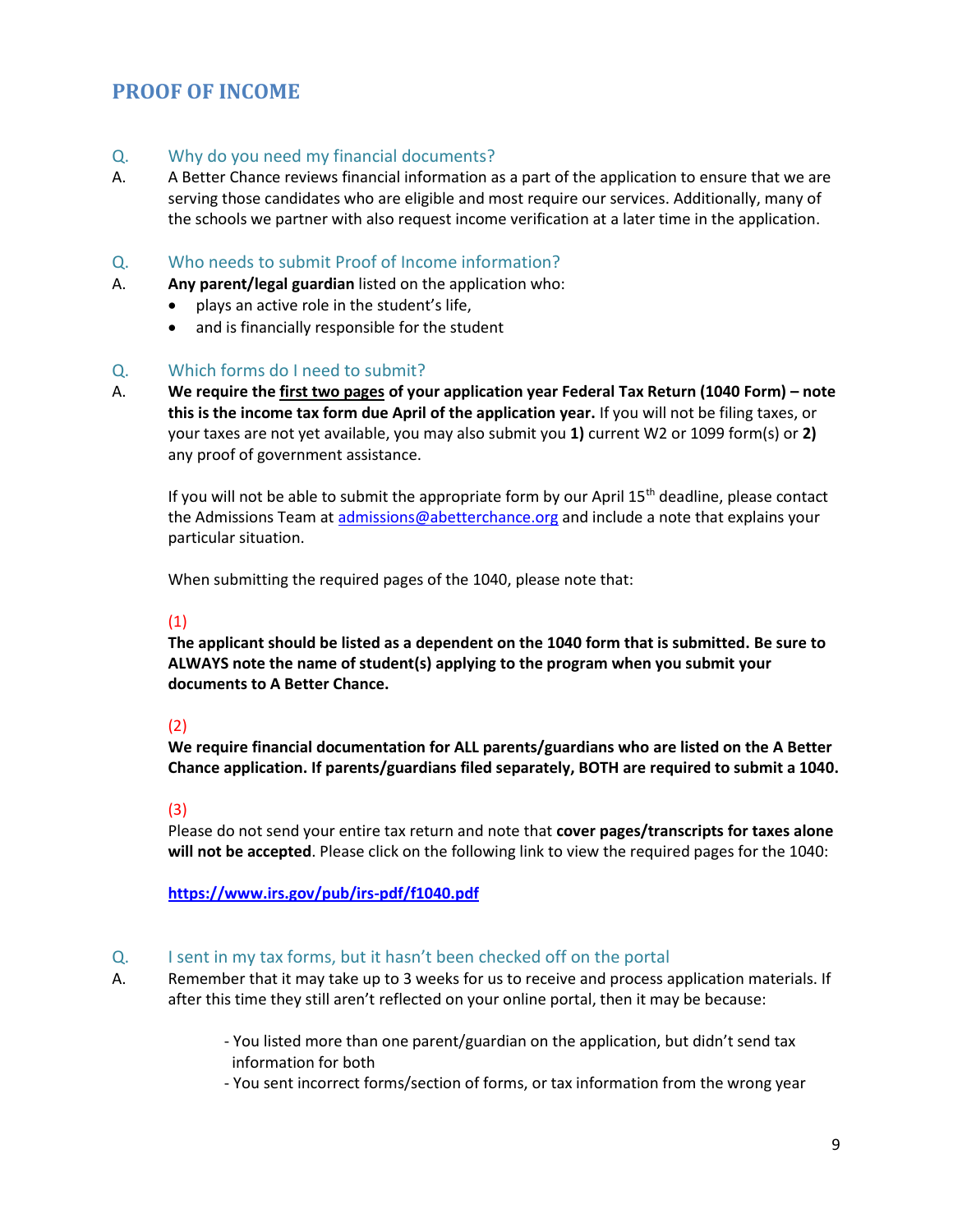## PROOF OF INCOME

Q. Why do you need my financial documents?

A. A Better Chance reviews financial information as a part of the application to ensure that we are serving those candidates who are eligible and most require our services. Additionally, many of the schools we partner with also request income verification at a later time in the application.

Q. Who needs to submit Proof of Income information?

A. **Any parent/legal guardian** listed on the application who:

- plays an active role in the student's life,
- and is financially responsible for the student

Q. Which forms do I need to submit?

A. **We require the first two pages of your application year Federal Tax Return (1040 Form) – note this is the income tax form due April of the application year.** If you will not be filing taxes, or your taxes are not yet available, you may also submit you **1)** current W2 or 1099 form(s) or **2)** any proof of government assistance.

If you will not be able to submit the appropriate form by our April 15th deadline, please contact the Admissions Team at admissions@abetterchance.org and include a note that explains your particular situation.

When submitting the required pages of the 1040, please note that:

(1)

**The applicant should be listed as a dependent on the 1040 form that is submitted. Be sure to ALWAYS note the name of student(s) applying to the program when you submit your documents to A Better Chance.**

(2)

**We require financial documentation for ALL parents/guardians who are listed on the A Better Chance application. If parents/guardians filed separately, BOTH are required to submit a 1040.**

(3)

Please do not send your entire tax return and note that **cover pages/transcripts for taxes alone will not be accepted**. Please click on the following link to view the required pages for the 1040:

**https://www.irs.gov/pub/irs-pdf/f1040.pdf**

Q. I sent in my tax forms, but it hasn't been checked off on the portal

A. Remember that it may take up to 3 weeks for us to receive and process application materials. If after this time they still aren't reflected on your online portal, then it may be because:

- You listed more than one parent/guardian on the application, but didn't send tax information for both
- You sent incorrect forms/section of forms, or tax information from the wrong year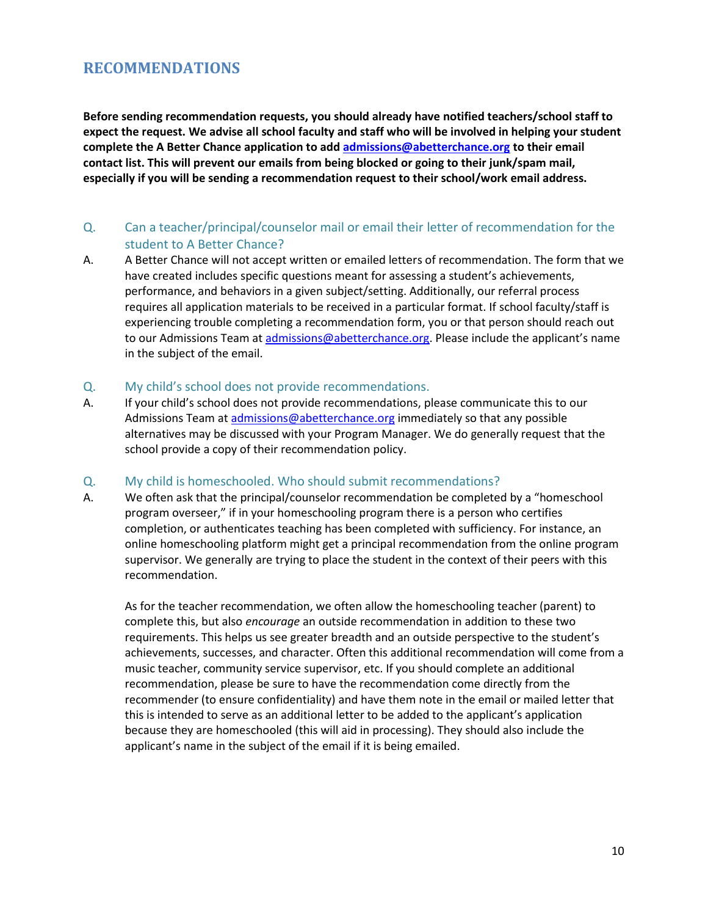## RECOMMENDATIONS

**Before sending recommendation requests, you should already have notified teachers/school staff to expect the request. We advise all school faculty and staff who will be involved in helping your student complete the A Better Chance application to add admissions@abetterchance.org to their email contact list. This will prevent our emails from being blocked or going to their junk/spam mail, especially if you will be sending a recommendation request to their school/work email address.**

### Q. Can a teacher/principal/counselor mail or email their letter of recommendation for the student to A Better Chance?

A. A Better Chance will not accept written or emailed letters of recommendation. The form that we have created includes specific questions meant for assessing a student's achievements, performance, and behaviors in a given subject/setting. Additionally, our referral process requires all application materials to be received in a particular format. If school faculty/staff is experiencing trouble completing a recommendation form, you or that person should reach out to our Admissions Team at admissions@abetterchance.org. Please include the applicant's name in the subject of the email.

### Q. My child's school does not provide recommendations.

A. If your child's school does not provide recommendations, please communicate this to our Admissions Team at admissions@abetterchance.org immediately so that any possible alternatives may be discussed with your Program Manager. We do generally request that the school provide a copy of their recommendation policy.

### Q. My child is homeschooled. Who should submit recommendations?

A. We often ask that the principal/counselor recommendation be completed by a "homeschool program overseer," if in your homeschooling program there is a person who certifies completion, or authenticates teaching has been completed with sufficiency. For instance, an online homeschooling platform might get a principal recommendation from the online program supervisor. We generally are trying to place the student in the context of their peers with this recommendation.

As for the teacher recommendation, we often allow the homeschooling teacher (parent) to complete this, but also *encourage* an outside recommendation in addition to these two requirements. This helps us see greater breadth and an outside perspective to the student's achievements, successes, and character. Often this additional recommendation will come from a music teacher, community service supervisor, etc. If you should complete an additional recommendation, please be sure to have the recommendation come directly from the recommender (to ensure confidentiality) and have them note in the email or mailed letter that this is intended to serve as an additional letter to be added to the applicant's application because they are homeschooled (this will aid in processing). They should also include the applicant's name in the subject of the email if it is being emailed.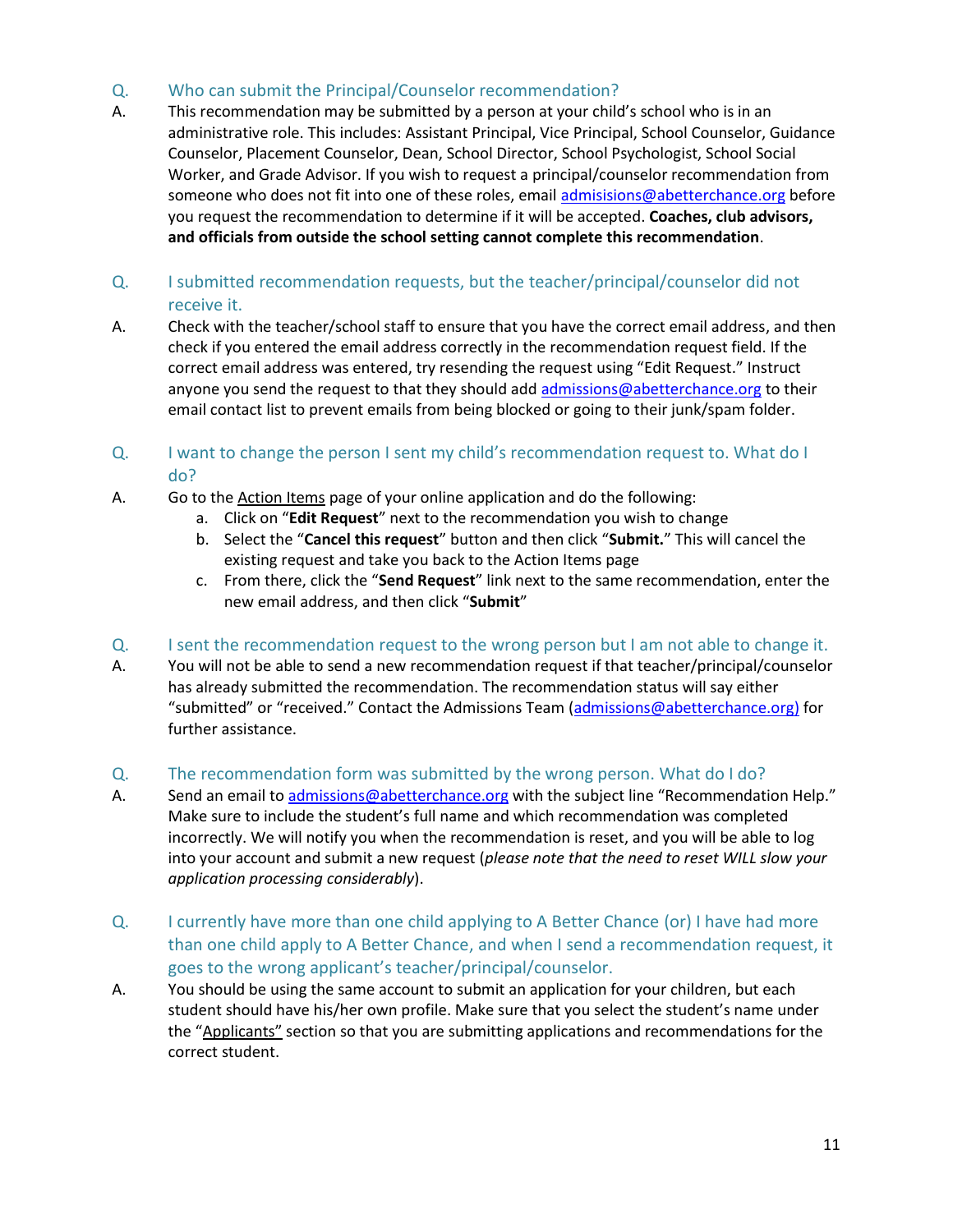Q. Who can submit the Principal/Counselor recommendation?

A. This recommendation may be submitted by a person at your child's school who is in an administrative role. This includes: Assistant Principal, Vice Principal, School Counselor, Guidance Counselor, Placement Counselor, Dean, School Director, School Psychologist, School Social Worker, and Grade Advisor. If you wish to request a principal/counselor recommendation from someone who does not fit into one of these roles, email admisisions@abetterchance.org before you request the recommendation to determine if it will be accepted. **Coaches, club advisors, and officials from outside the school setting cannot complete this recommendation**.

Q. I submitted recommendation requests, but the teacher/principal/counselor did not receive it.

A. Check with the teacher/school staff to ensure that you have the correct email address, and then check if you entered the email address correctly in the recommendation request field. If the correct email address was entered, try resending the request using "Edit Request." Instruct anyone you send the request to that they should add admissions@abetterchance.org to their email contact list to prevent emails from being blocked or going to their junk/spam folder.

Q. I want to change the person I sent my child's recommendation request to. What do I do?

A. Go to the Action Items page of your online application and do the following:

  a. Click on "**Edit Request**" next to the recommendation you wish to change
  b. Select the "**Cancel this request**" button and then click "**Submit.**" This will cancel the existing request and take you back to the Action Items page
  c. From there, click the "**Send Request**" link next to the same recommendation, enter the new email address, and then click "**Submit**"

Q. I sent the recommendation request to the wrong person but I am not able to change it.

A. You will not be able to send a new recommendation request if that teacher/principal/counselor has already submitted the recommendation. The recommendation status will say either "submitted" or "received." Contact the Admissions Team (admissions@abetterchance.org) for further assistance.

Q. The recommendation form was submitted by the wrong person. What do I do?

A. Send an email to admissions@abetterchance.org with the subject line "Recommendation Help." Make sure to include the student's full name and which recommendation was completed incorrectly. We will notify you when the recommendation is reset, and you will be able to log into your account and submit a new request (*please note that the need to reset WILL slow your application processing considerably*).

Q. I currently have more than one child applying to A Better Chance (or) I have had more than one child apply to A Better Chance, and when I send a recommendation request, it goes to the wrong applicant's teacher/principal/counselor.

A. You should be using the same account to submit an application for your children, but each student should have his/her own profile. Make sure that you select the student's name under the "Applicants" section so that you are submitting applications and recommendations for the correct student.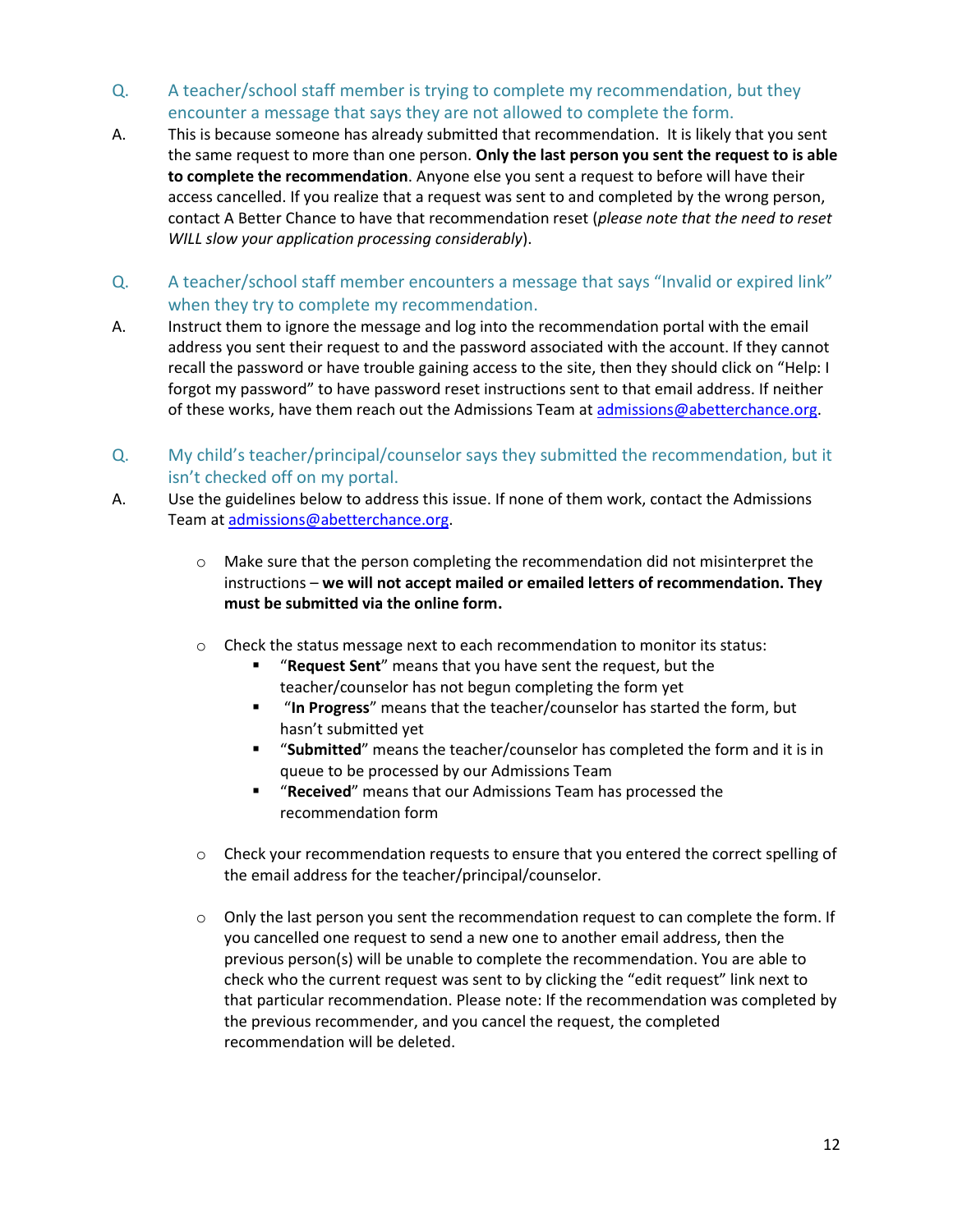Q. A teacher/school staff member is trying to complete my recommendation, but they encounter a message that says they are not allowed to complete the form.

A. This is because someone has already submitted that recommendation. It is likely that you sent the same request to more than one person. **Only the last person you sent the request to is able to complete the recommendation**. Anyone else you sent a request to before will have their access cancelled. If you realize that a request was sent to and completed by the wrong person, contact A Better Chance to have that recommendation reset (*please note that the need to reset WILL slow your application processing considerably*).

Q. A teacher/school staff member encounters a message that says "Invalid or expired link" when they try to complete my recommendation.

A. Instruct them to ignore the message and log into the recommendation portal with the email address you sent their request to and the password associated with the account. If they cannot recall the password or have trouble gaining access to the site, then they should click on "Help: I forgot my password" to have password reset instructions sent to that email address. If neither of these works, have them reach out the Admissions Team at admissions@abetterchance.org.

Q. My child's teacher/principal/counselor says they submitted the recommendation, but it isn't checked off on my portal.

A. Use the guidelines below to address this issue. If none of them work, contact the Admissions Team at admissions@abetterchance.org.

- Make sure that the person completing the recommendation did not misinterpret the instructions – **we will not accept mailed or emailed letters of recommendation. They must be submitted via the online form.**

- Check the status message next to each recommendation to monitor its status:
  - "**Request Sent**" means that you have sent the request, but the teacher/counselor has not begun completing the form yet
  - "**In Progress**" means that the teacher/counselor has started the form, but hasn't submitted yet
  - "**Submitted**" means the teacher/counselor has completed the form and it is in queue to be processed by our Admissions Team
  - "**Received**" means that our Admissions Team has processed the recommendation form

- Check your recommendation requests to ensure that you entered the correct spelling of the email address for the teacher/principal/counselor.

- Only the last person you sent the recommendation request to can complete the form. If you cancelled one request to send a new one to another email address, then the previous person(s) will be unable to complete the recommendation. You are able to check who the current request was sent to by clicking the "edit request" link next to that particular recommendation. Please note: If the recommendation was completed by the previous recommender, and you cancel the request, the completed recommendation will be deleted.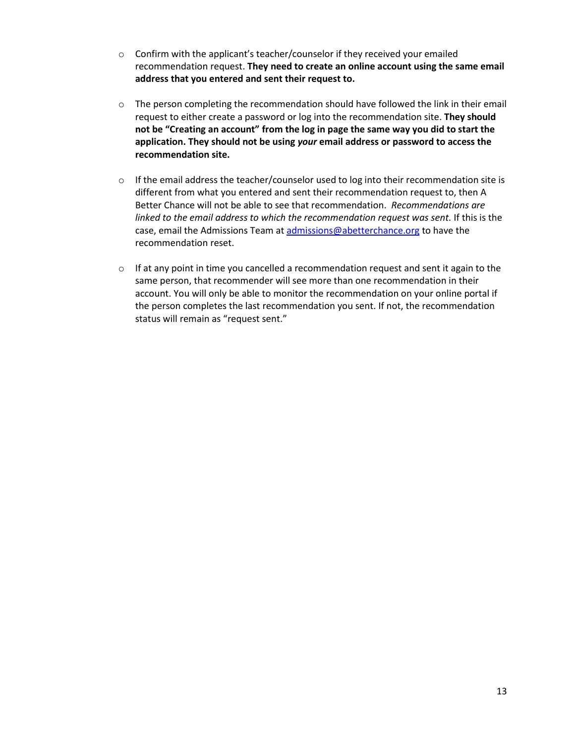- Confirm with the applicant's teacher/counselor if they received your emailed recommendation request. **They need to create an online account using the same email address that you entered and sent their request to.**

- The person completing the recommendation should have followed the link in their email request to either create a password or log into the recommendation site. **They should not be "Creating an account" from the log in page the same way you did to start the application. They should not be using *your* email address or password to access the recommendation site.**

- If the email address the teacher/counselor used to log into their recommendation site is different from what you entered and sent their recommendation request to, then A Better Chance will not be able to see that recommendation. *Recommendations are linked to the email address to which the recommendation request was sent.* If this is the case, email the Admissions Team at [admissions@abetterchance.org](mailto:admissions@abetterchance.org) to have the recommendation reset.

- If at any point in time you cancelled a recommendation request and sent it again to the same person, that recommender will see more than one recommendation in their account. You will only be able to monitor the recommendation on your online portal if the person completes the last recommendation you sent. If not, the recommendation status will remain as "request sent."